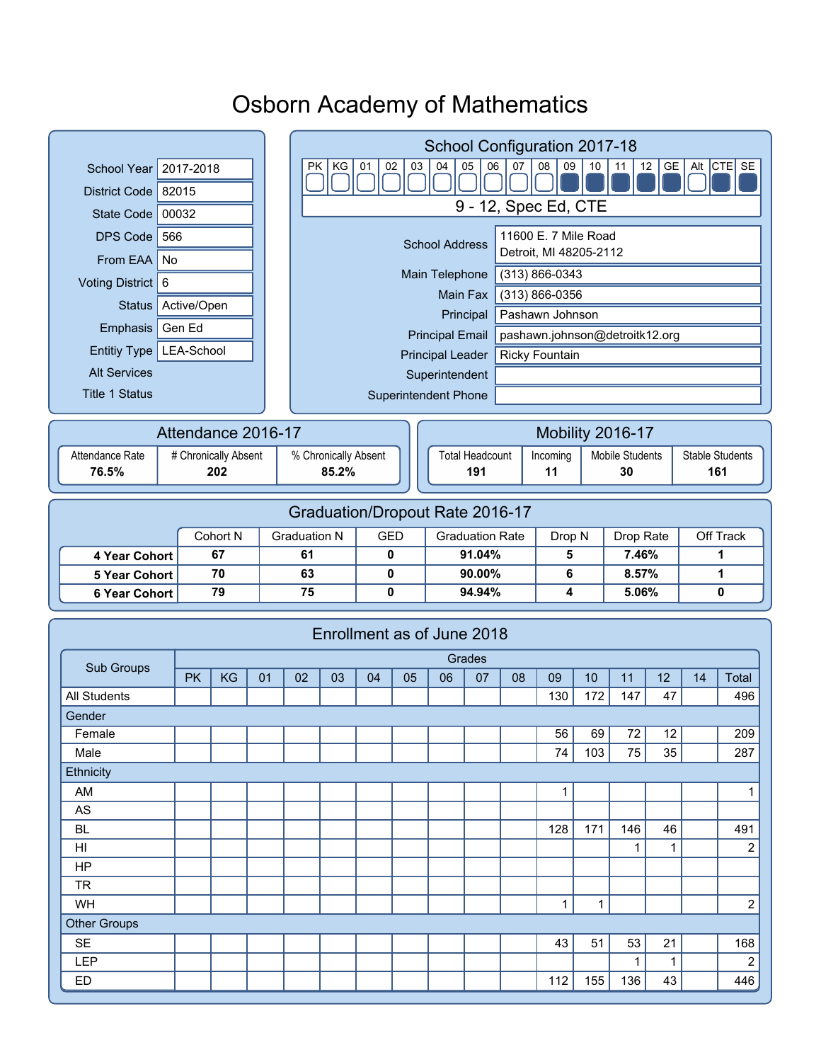# Osborn Academy of Mathematics

| | |
|---|---|
| School Year | 2017-2018 |
| District Code | 82015 |
| State Code | 00032 |
| DPS Code | 566 |
| From EAA | No |
| Voting District | 6 |
| Status | Active/Open |
| Emphasis | Gen Ed |
| Entitiy Type | LEA-School |
| Alt Services | |
| Title 1 Status | |

## School Configuration 2017-18

| PK | KG | 01 | 02 | 03 | 04 | 05 | 06 | 07 | 08 | 09 | 10 | 11 | 12 | GE | Alt | CTE | SE |
|---|---|---|---|---|---|---|---|---|---|---|---|---|---|---|---|---|---|
| | | | | | | | | | | ■ | ■ | ■ | ■ | ■ | | ■ | ■ |

9 - 12, Spec Ed, CTE

| | |
|---|---|
| School Address | 11600 E. 7 Mile Road<br>Detroit, MI 48205-2112 |
| Main Telephone | (313) 866-0343 |
| Main Fax | (313) 866-0356 |
| Principal | Pashawn Johnson |
| Principal Email | pashawn.johnson@detroitk12.org |
| Principal Leader | Ricky Fountain |
| Superintendent | |
| Superintendent Phone | |

## Attendance 2016-17

| Attendance Rate | # Chronically Absent | % Chronically Absent |
|---|---|---|
| **76.5%** | **202** | **85.2%** |

## Mobility 2016-17

| Total Headcount | Incoming | Mobile Students | Stable Students |
|---|---|---|---|
| **191** | **11** | **30** | **161** |

## Graduation/Dropout Rate 2016-17

| | Cohort N | Graduation N | GED | Graduation Rate | Drop N | Drop Rate | Off Track |
|---|---|---|---|---|---|---|---|
| **4 Year Cohort** | **67** | **61** | **0** | **91.04%** | **5** | **7.46%** | **1** |
| **5 Year Cohort** | **70** | **63** | **0** | **90.00%** | **6** | **8.57%** | **1** |
| **6 Year Cohort** | **79** | **75** | **0** | **94.94%** | **4** | **5.06%** | **0** |

## Enrollment as of June 2018

| Sub Groups | Grades | | | | | | | | | | | | | | |
|---|---|---|---|---|---|---|---|---|---|---|---|---|---|---|---|
| | PK | KG | 01 | 02 | 03 | 04 | 05 | 06 | 07 | 08 | 09 | 10 | 11 | 12 | 14 | Total |
| All Students | | | | | | | | | | | 130 | 172 | 147 | 47 | | 496 |
| Gender | | | | | | | | | | | | | | | | |
| Female | | | | | | | | | | | 56 | 69 | 72 | 12 | | 209 |
| Male | | | | | | | | | | | 74 | 103 | 75 | 35 | | 287 |
| Ethnicity | | | | | | | | | | | | | | | | |
| AM | | | | | | | | | | | 1 | | | | | 1 |
| AS | | | | | | | | | | | | | | | | |
| BL | | | | | | | | | | | 128 | 171 | 146 | 46 | | 491 |
| HI | | | | | | | | | | | | | 1 | 1 | | 2 |
| HP | | | | | | | | | | | | | | | | |
| TR | | | | | | | | | | | | | | | | |
| WH | | | | | | | | | | | 1 | 1 | | | | 2 |
| Other Groups | | | | | | | | | | | | | | | | |
| SE | | | | | | | | | | | 43 | 51 | 53 | 21 | | 168 |
| LEP | | | | | | | | | | | | | 1 | 1 | | 2 |
| ED | | | | | | | | | | | 112 | 155 | 136 | 43 | | 446 |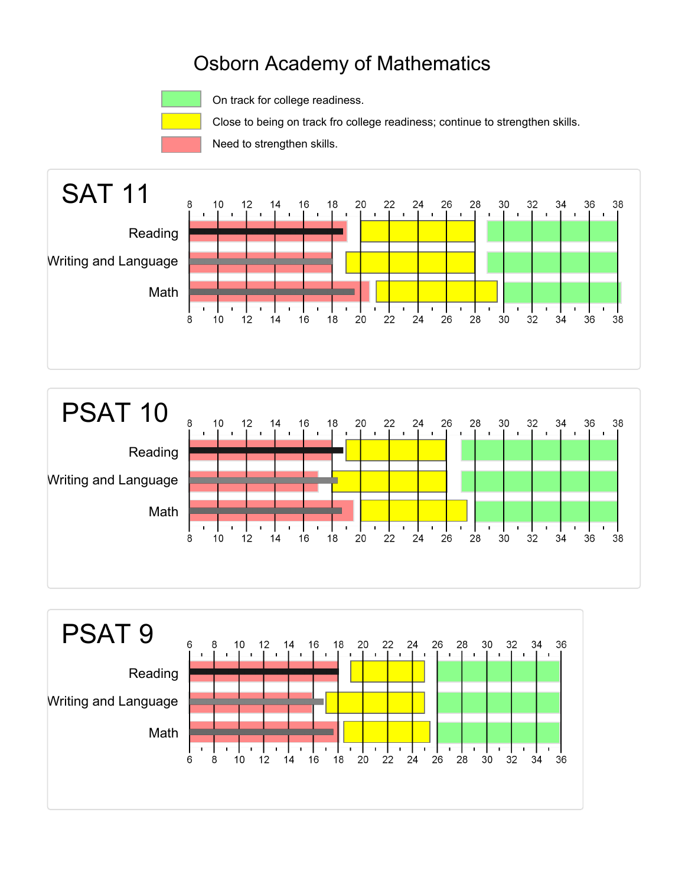# Osborn Academy of Mathematics

- On track for college readiness.
- Close to being on track fro college readiness; continue to strengthen skills.
- Need to strengthen skills.

## SAT 11

Reading

Writing and Language

Math

8 10 12 14 16 18 20 22 24 26 28 30 32 34 36 38

## PSAT 10

Reading

Writing and Language

Math

8 10 12 14 16 18 20 22 24 26 28 30 32 34 36 38

## PSAT 9

Reading

Writing and Language

Math

6 8 10 12 14 16 18 20 22 24 26 28 30 32 34 36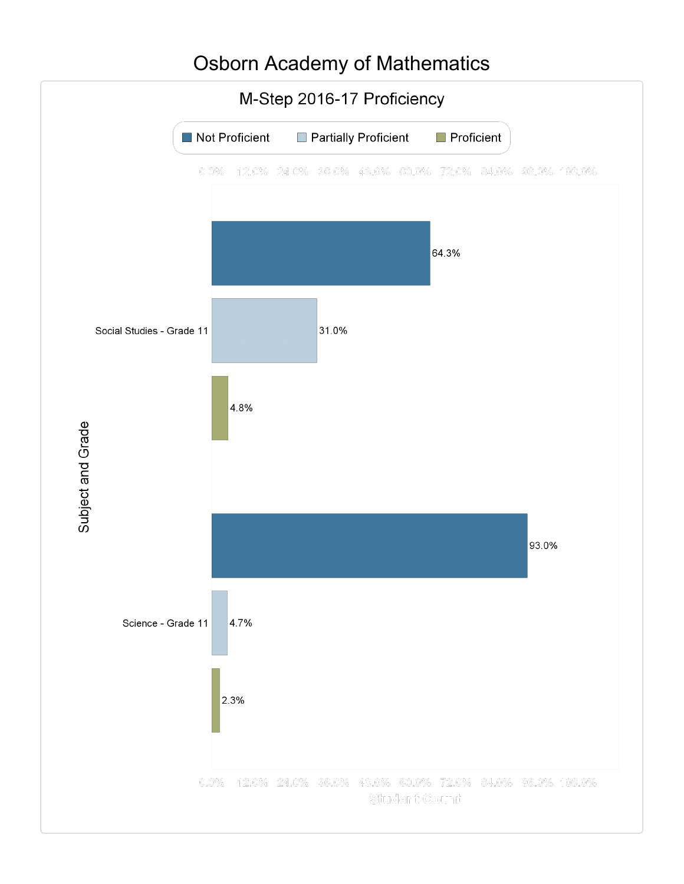# Osborn Academy of Mathematics

## M-Step 2016-17 Proficiency

| Subject and Grade | Not Proficient | Partially Proficient | Proficient |
|---|---|---|---|
| Social Studies - Grade 11 | 64.3% | 31.0% | 4.8% |
| Science - Grade 11 | 93.0% | 4.7% | 2.3% |

Student Count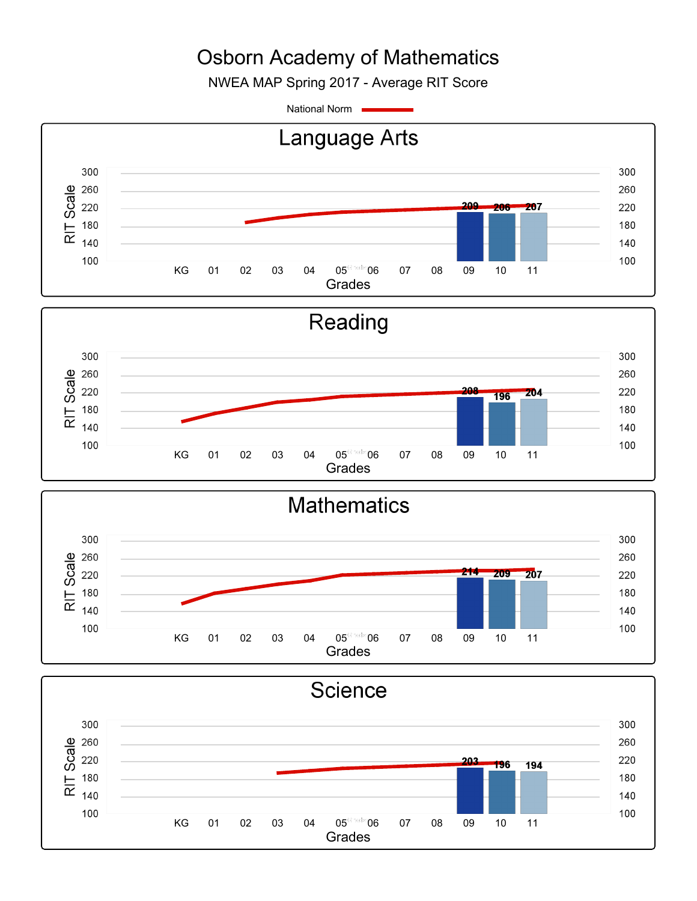# Osborn Academy of Mathematics

NWEA MAP Spring 2017 - Average RIT Score

National Norm

## Language Arts

| Grade | 09 | 10 | 11 |
|---|---|---|---|
| Average RIT Score | 209 | 206 | 207 |

## Reading

| Grade | 09 | 10 | 11 |
|---|---|---|---|
| Average RIT Score | 208 | 196 | 204 |

## Mathematics

| Grade | 09 | 10 | 11 |
|---|---|---|---|
| Average RIT Score | 214 | 209 | 207 |

## Science

| Grade | 09 | 10 | 11 |
|---|---|---|---|
| Average RIT Score | 203 | 196 | 194 |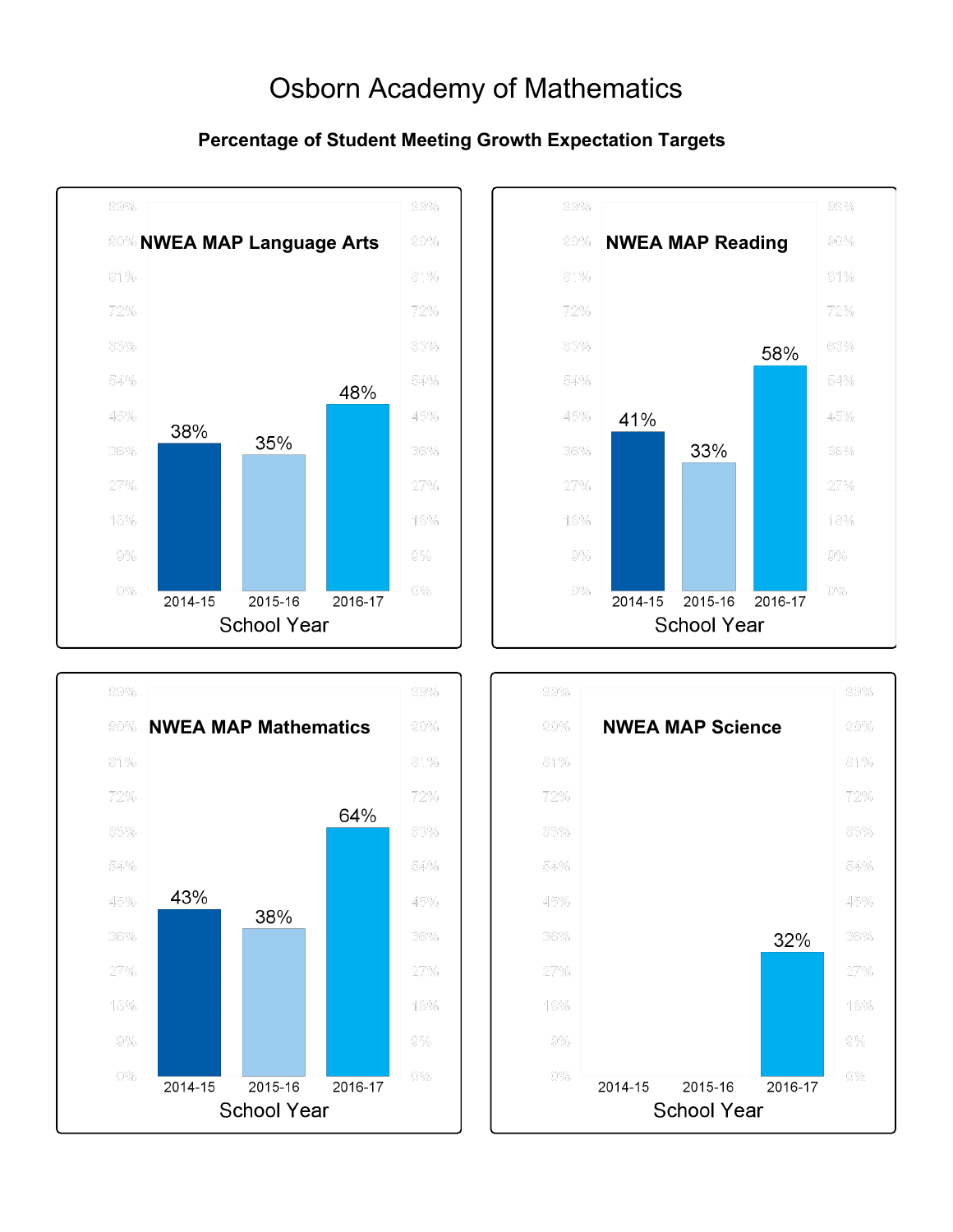# Osborn Academy of Mathematics

**Percentage of Student Meeting Growth Expectation Targets**

**NWEA MAP Language Arts**

38%
35%
48%

2014-15
2015-16
2016-17

School Year

**NWEA MAP Reading**

41%
33%
58%

2014-15
2015-16
2016-17

School Year

**NWEA MAP Mathematics**

43%
38%
64%

2014-15
2015-16
2016-17

School Year

**NWEA MAP Science**

32%

2014-15
2015-16
2016-17

School Year